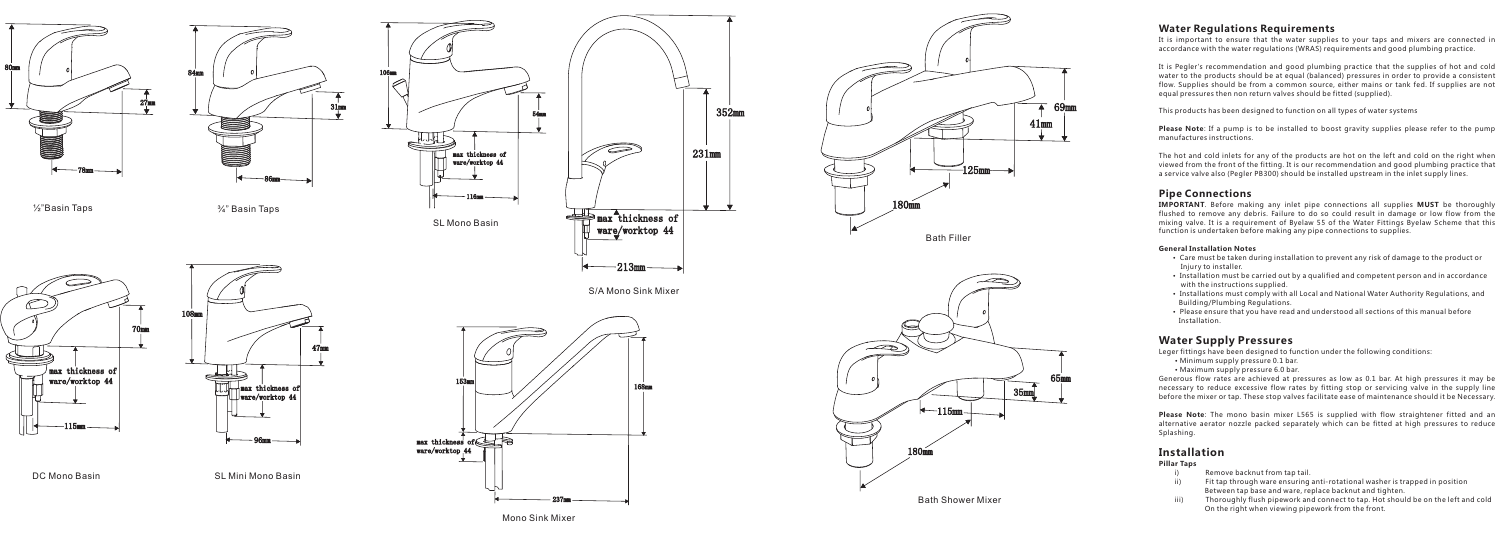½"Basin Taps

¾" Basin Taps

SL Mono Basin

S/A Mono Sink Mixer

Bath Filler

DC Mono Basin

SL Mini Mono Basin

Mono Sink Mixer

Bath Shower Mixer

## Water Regulations Requirements

It is important to ensure that the water supplies to your taps and mixers are connected in accordance with the water regulations (WRAS) requirements and good plumbing practice.

It is Pegler's recommendation and good plumbing practice that the supplies of hot and cold water to the products should be at equal (balanced) pressures in order to provide a consistent flow. Supplies should be from a common source, either mains or tank fed. If supplies are not equal pressures then non return valves should be fitted (supplied).

This products has been designed to function on all types of water systems

**Please Note**: If a pump is to be installed to boost gravity supplies please refer to the pump manufactures instructions.

The hot and cold inlets for any of the products are hot on the left and cold on the right when viewed from the front of the fitting. It is our recommendation and good plumbing practice that a service valve also (Pegler PB300) should be installed upstream in the inlet supply lines.

## Pipe Connections

**IMPORTANT**. Before making any inlet pipe connections all supplies **MUST** be thoroughly flushed to remove any debris. Failure to do so could result in damage or low flow from the mixing valve. It is a requirement of Byelaw 55 of the Water Fittings Byelaw Scheme that this function is undertaken before making any pipe connections to supplies.

**General Installation Notes**

- Care must be taken during installation to prevent any risk of damage to the product or Injury to installer.
- Installation must be carried out by a qualified and competent person and in accordance with the instructions supplied.
- Installations must comply with all Local and National Water Authority Regulations, and Building/Plumbing Regulations.
- Please ensure that you have read and understood all sections of this manual before Installation.

## Water Supply Pressures

Leger fittings have been designed to function under the following conditions:

- Minimum supply pressure 0.1 bar.
- Maximum supply pressure 6.0 bar.

Generous flow rates are achieved at pressures as low as 0.1 bar. At high pressures it may be necessary to reduce excessive flow rates by fitting stop or servicing valve in the supply line before the mixer or tap. These stop valves facilitate ease of maintenance should it be Necessary.

**Please Note**: The mono basin mixer L565 is supplied with flow straightener fitted and an alternative aerator nozzle packed separately which can be fitted at high pressures to reduce Splashing.

## Installation

**Pillar Taps**

i) Remove backnut from tap tail.

ii) Fit tap through ware ensuring anti-rotational washer is trapped in position Between tap base and ware, replace backnut and tighten.

iii) Thoroughly flush pipework and connect to tap. Hot should be on the left and cold On the right when viewing pipework from the front.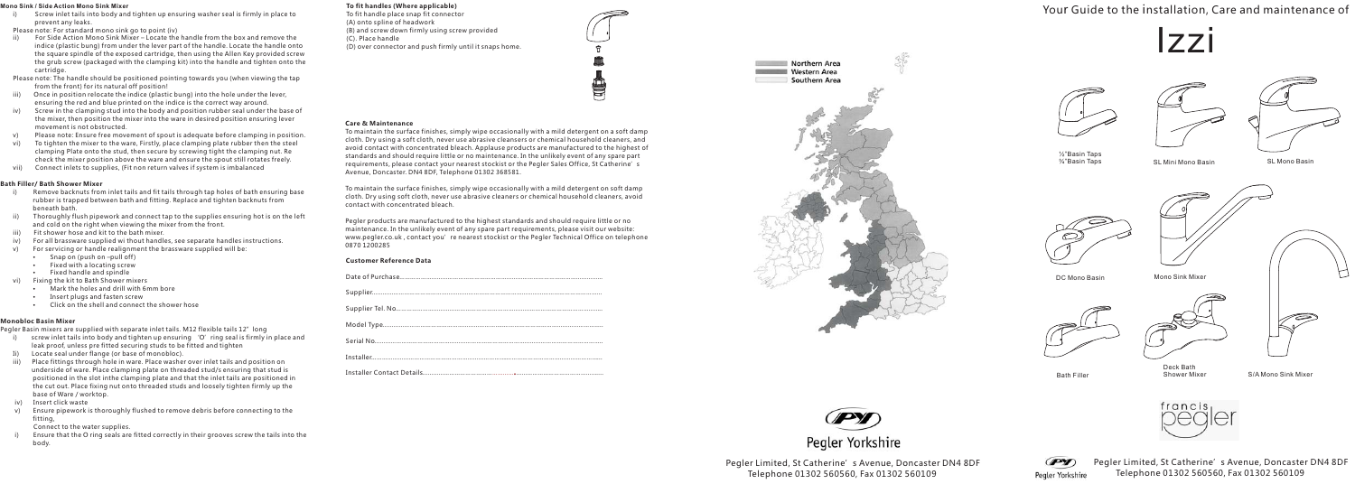## Mono Sink / Side Action Mono Sink Mixer

i) Screw inlet tails into body and tighten up ensuring washer seal is firmly in place to prevent any leaks.

Please note: For standard mono sink go to point (iv)

ii) For Side Action Mono Sink Mixer – Locate the handle from the box and remove the indice (plastic bung) from under the lever part of the handle. Locate the handle onto the square spindle of the exposed cartridge, then using the Allen Key provided screw the grub screw (packaged with the clamping kit) into the handle and tighten onto the cartridge.

Please note: The handle should be positioned pointing towards you (when viewing the tap from the front) for its natural off position!

iii) Once in position relocate the indice (plastic bung) into the hole under the lever, ensuring the red and blue printed on the indice is the correct way around.

iv) Screw in the clamping stud into the body and position rubber seal under the base of the mixer, then position the mixer into the ware in desired position ensuring lever movement is not obstructed.

v) Please note: Ensure free movement of spout is adequate before clamping in position.

vi) To tighten the mixer to the ware, Firstly, place clamping plate rubber then the steel clamping Plate onto the stud, then secure by screwing tight the clamping nut. Re check the mixer position above the ware and ensure the spout still rotates freely.

vii) Connect inlets to supplies, (Fit non return valves if system is imbalanced

## Bath Filler/ Bath Shower Mixer

i) Remove backnuts from inlet tails and fit tails through tap holes of bath ensuring base rubber is trapped between bath and fitting. Replace and tighten backnuts from beneath bath.

ii) Thoroughly flush pipework and connect tap to the supplies ensuring hot is on the left and cold on the right when viewing the mixer from the front.

iii) Fit shower hose and kit to the bath mixer.

iv) For all brassware supplied wi thout handles, see separate handles instructions.

v) For servicing or handle realignment the brassware supplied will be:
- Snap on (push on -pull off)
- Fixed with a locating screw
- Fixed handle and spindle

vi) Fixing the kit to Bath Shower mixers
- Mark the holes and drill with 6mm bore
- Insert plugs and fasten screw
- Click on the shell and connect the shower hose

## Monobloc Basin Mixer

Pegler Basin mixers are supplied with separate inlet tails. M12 flexible tails 12" long

i) screw inlet tails into body and tighten up ensuring 'O' ring seal is firmly in place and leak proof, unless pre fitted securing studs to be fitted and tighten

II) Locate seal under flange (or base of monobloc).

iii) Place fittings through hole in ware. Place washer over inlet tails and position on underside of ware. Place clamping plate on threaded stud/s ensuring that stud is positioned in the slot inthe clamping plate and that the inlet tails are positioned in the cut out. Place fixing nut onto threaded studs and loosely tighten firmly up the base of Ware / worktop.

iv) Insert click waste

v) Ensure pipework is thoroughly flushed to remove debris before connecting to the fitting,

Connect to the water supplies.

i) Ensure that the O ring seals are fitted correctly in their grooves screw the tails into the body.

### To fit handles (Where applicable)

To fit handle place snap fit connector
(A) onto spline of headwork
(B) and screw down firmly using screw provided
(C). Place handle
(D) over connector and push firmly until it snaps home.

### Care & Maintenance

To maintain the surface finishes, simply wipe occasionally with a mild detergent on a soft damp cloth. Dry using a soft cloth, never use abrasive cleansers or chemical household cleaners, and avoid contact with concentrated bleach. Applause products are manufactured to the highest of standards and should require little or no maintenance. In the unlikely event of any spare part requirements, please contact your nearest stockist or the Pegler Sales Office, St Catherine's Avenue, Doncaster. DN4 8DF, Telephone 01302 368581.

To maintain the surface finishes, simply wipe occasionally with a mild detergent on soft damp cloth. Dry using soft cloth, never use abrasive cleansers or chemical household cleaners, avoid contact with concentrated bleach.

Pegler products are manufactured to the highest standards and should require little or no maintenance. In the unlikely event of any spare part requirements, please visit our website: www.pegler.co.uk , contact you're nearest stockist or the Pegler Technical Office on telephone 0870 1200285

### Customer Reference Data

Date of Purchase.......................................................

Supplier.......................................................

Supplier Tel. No.......................................................

Model Type.......................................................

Serial No.......................................................

Installer.......................................................

Installer Contact Details.......................................................

Northern Area
Western Area
Southern Area

Pegler Yorkshire

Pegler Limited, St Catherine's Avenue, Doncaster DN4 8DF
Telephone 01302 560560, Fax 01302 560109

# Your Guide to the installation, Care and maintenance of

# Izzi

½"Basin Taps
¾"Basin Taps

SL Mini Mono Basin

SL Mono Basin

DC Mono Basin

Mono Sink Mixer

Bath Filler

Deck Bath Shower Mixer

S/A Mono Sink Mixer

francis pegler

Pegler Yorkshire

Pegler Limited, St Catherine's Avenue, Doncaster DN4 8DF
Telephone 01302 560560, Fax 01302 560109